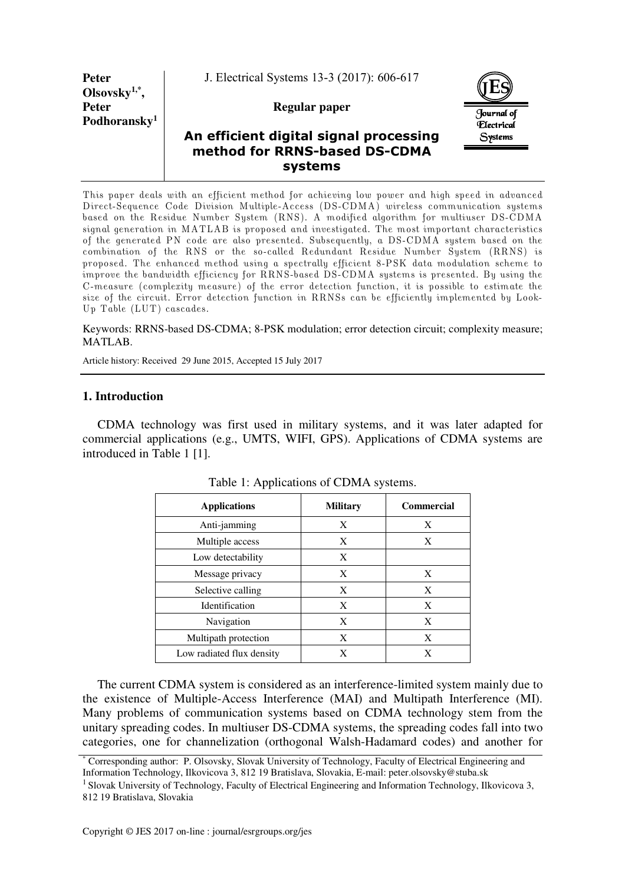Peter Olsovsky[1,*], Peter Podhoransky[1]

Regular paper

# An efficient digital signal processing method for RRNS-based DS-CDMA systems

This paper deals with an efficient method for achieving low power and high speed in advanced Direct-Sequence Code Division Multiple-Access (DS-CDMA) wireless communication systems based on the Residue Number System (RNS). A modified algorithm for multiuser DS-CDMA signal generation in MATLAB is proposed and investigated. The most important characteristics of the generated PN code are also presented. Subsequently, a DS-CDMA system based on the combination of the RNS or the so-called Redundant Residue Number System (RRNS) is proposed. The enhanced method using a spectrally efficient 8-PSK data modulation scheme to improve the bandwidth efficiency for RRNS-based DS-CDMA systems is presented. By using the C-measure (complexity measure) of the error detection function, it is possible to estimate the size of the circuit. Error detection function in RRNSs can be efficiently implemented by Look-Up Table (LUT) cascades.

Keywords: RRNS-based DS-CDMA; 8-PSK modulation; error detection circuit; complexity measure; MATLAB.

Article history: Received 29 June 2015, Accepted 15 July 2017

## 1. Introduction

CDMA technology was first used in military systems, and it was later adapted for commercial applications (e.g., UMTS, WIFI, GPS). Applications of CDMA systems are introduced in Table 1 [1].

Table 1: Applications of CDMA systems.

| Applications | Military | Commercial |
|---|---|---|
| Anti-jamming | X | X |
| Multiple access | X | X |
| Low detectability | X | |
| Message privacy | X | X |
| Selective calling | X | X |
| Identification | X | X |
| Navigation | X | X |
| Multipath protection | X | X |
| Low radiated flux density | X | X |

The current CDMA system is considered as an interference-limited system mainly due to the existence of Multiple-Access Interference (MAI) and Multipath Interference (MI). Many problems of communication systems based on CDMA technology stem from the unitary spreading codes. In multiuser DS-CDMA systems, the spreading codes fall into two categories, one for channelization (orthogonal Walsh-Hadamard codes) and another for

[*] Corresponding author: P. Olsovsky, Slovak University of Technology, Faculty of Electrical Engineering and Information Technology, Ilkovicova 3, 812 19 Bratislava, Slovakia, E-mail: peter.olsovsky@stuba.sk

[1] Slovak University of Technology, Faculty of Electrical Engineering and Information Technology, Ilkovicova 3, 812 19 Bratislava, Slovakia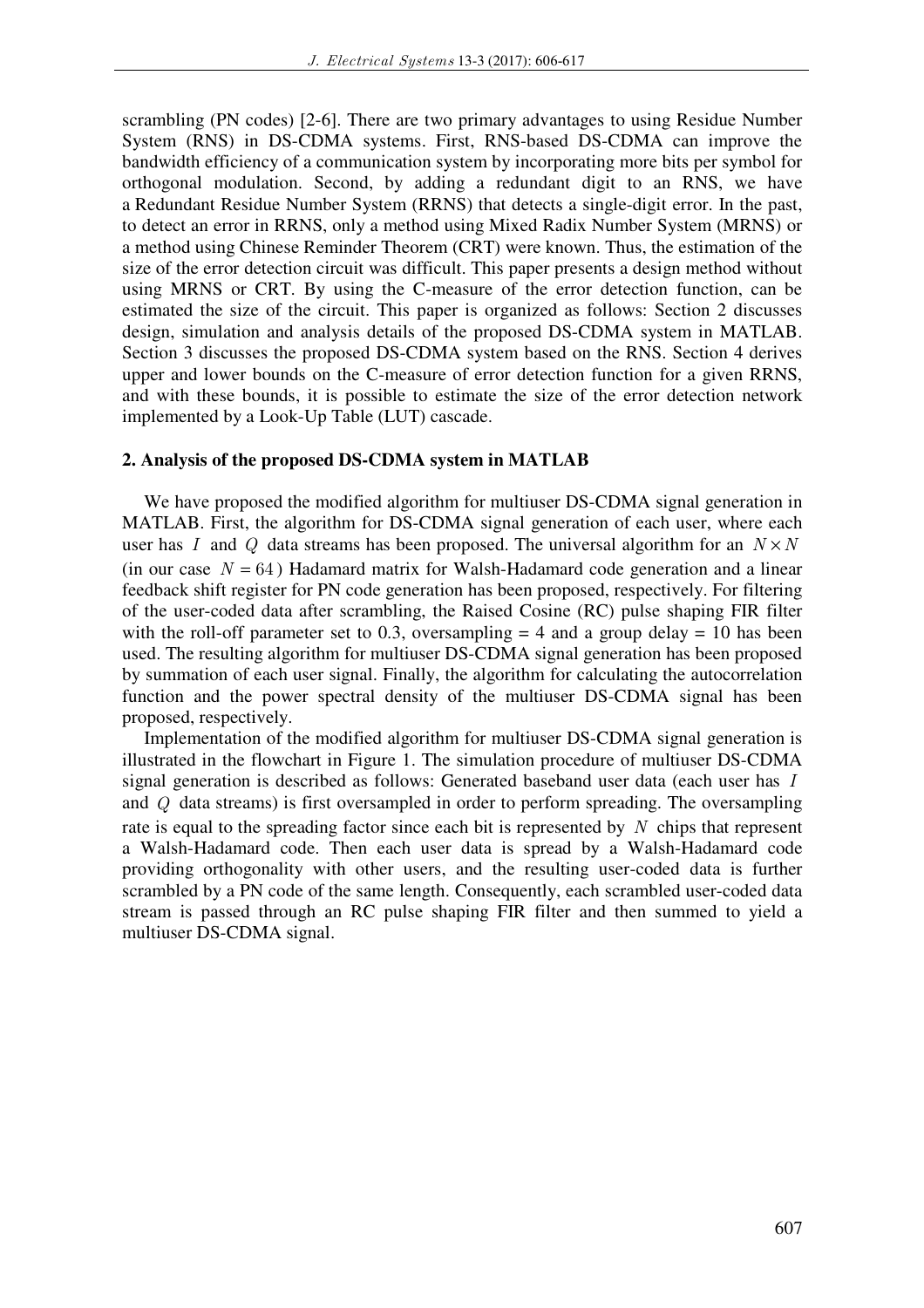scrambling (PN codes) [2-6]. There are two primary advantages to using Residue Number System (RNS) in DS-CDMA systems. First, RNS-based DS-CDMA can improve the bandwidth efficiency of a communication system by incorporating more bits per symbol for orthogonal modulation. Second, by adding a redundant digit to an RNS, we have a Redundant Residue Number System (RRNS) that detects a single-digit error. In the past, to detect an error in RRNS, only a method using Mixed Radix Number System (MRNS) or a method using Chinese Reminder Theorem (CRT) were known. Thus, the estimation of the size of the error detection circuit was difficult. This paper presents a design method without using MRNS or CRT. By using the C-measure of the error detection function, can be estimated the size of the circuit. This paper is organized as follows: Section 2 discusses design, simulation and analysis details of the proposed DS-CDMA system in MATLAB. Section 3 discusses the proposed DS-CDMA system based on the RNS. Section 4 derives upper and lower bounds on the C-measure of error detection function for a given RRNS, and with these bounds, it is possible to estimate the size of the error detection network implemented by a Look-Up Table (LUT) cascade.

## 2. Analysis of the proposed DS-CDMA system in MATLAB

We have proposed the modified algorithm for multiuser DS-CDMA signal generation in MATLAB. First, the algorithm for DS-CDMA signal generation of each user, where each user has $I$ and $Q$ data streams has been proposed. The universal algorithm for an $N \times N$ (in our case $N = 64$) Hadamard matrix for Walsh-Hadamard code generation and a linear feedback shift register for PN code generation has been proposed, respectively. For filtering of the user-coded data after scrambling, the Raised Cosine (RC) pulse shaping FIR filter with the roll-off parameter set to 0.3, oversampling = 4 and a group delay = 10 has been used. The resulting algorithm for multiuser DS-CDMA signal generation has been proposed by summation of each user signal. Finally, the algorithm for calculating the autocorrelation function and the power spectral density of the multiuser DS-CDMA signal has been proposed, respectively.

Implementation of the modified algorithm for multiuser DS-CDMA signal generation is illustrated in the flowchart in Figure 1. The simulation procedure of multiuser DS-CDMA signal generation is described as follows: Generated baseband user data (each user has $I$ and $Q$ data streams) is first oversampled in order to perform spreading. The oversampling rate is equal to the spreading factor since each bit is represented by $N$ chips that represent a Walsh-Hadamard code. Then each user data is spread by a Walsh-Hadamard code providing orthogonality with other users, and the resulting user-coded data is further scrambled by a PN code of the same length. Consequently, each scrambled user-coded data stream is passed through an RC pulse shaping FIR filter and then summed to yield a multiuser DS-CDMA signal.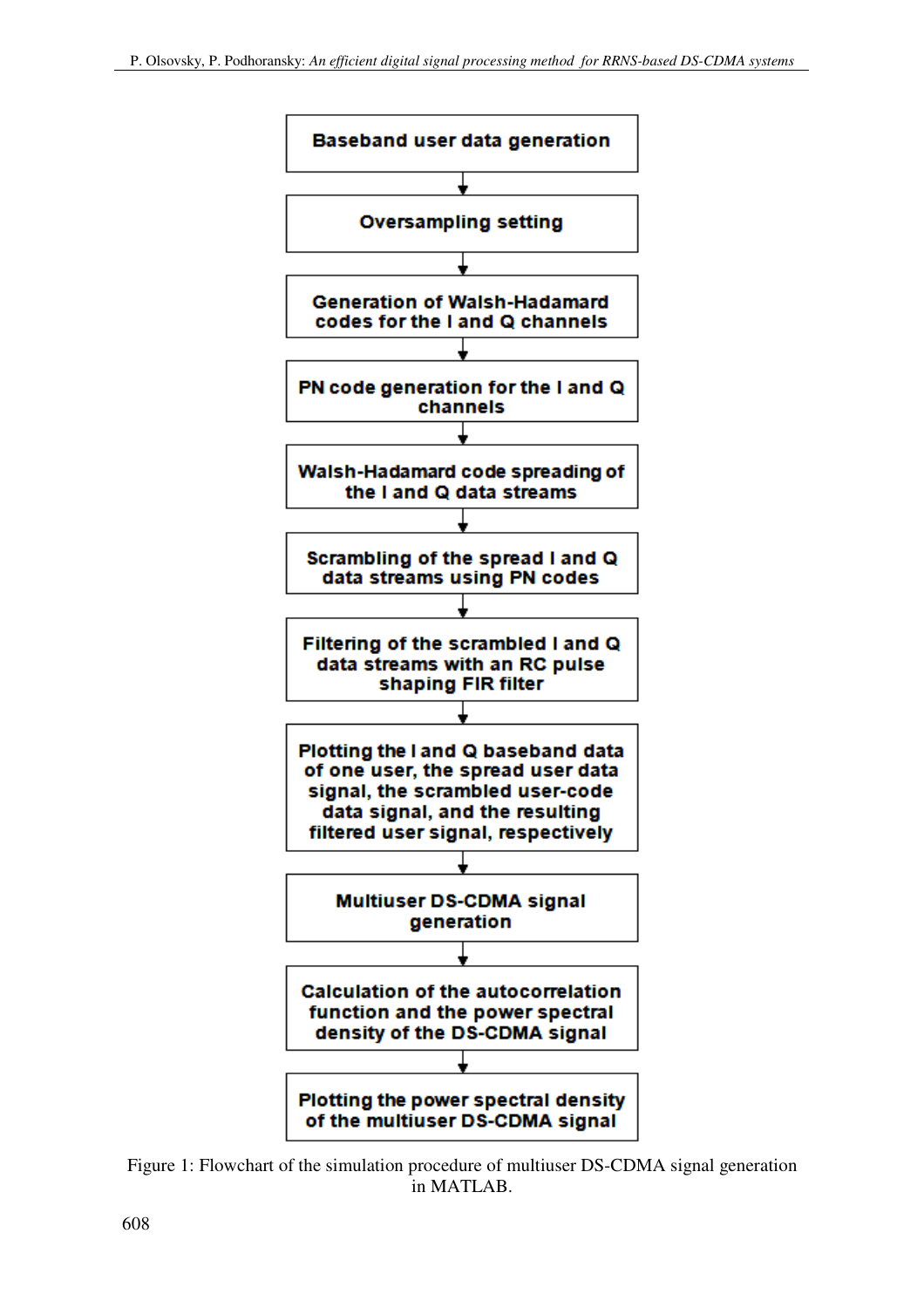Baseband user data generation

↓

Oversampling setting

↓

Generation of Walsh-Hadamard codes for the I and Q channels

↓

PN code generation for the I and Q channels

↓

Walsh-Hadamard code spreading of the I and Q data streams

↓

Scrambling of the spread I and Q data streams using PN codes

↓

Filtering of the scrambled I and Q data streams with an RC pulse shaping FIR filter

↓

Plotting the I and Q baseband data of one user, the spread user data signal, the scrambled user-code data signal, and the resulting filtered user signal, respectively

↓

Multiuser DS-CDMA signal generation

↓

Calculation of the autocorrelation function and the power spectral density of the DS-CDMA signal

↓

Plotting the power spectral density of the multiuser DS-CDMA signal

Figure 1: Flowchart of the simulation procedure of multiuser DS-CDMA signal generation in MATLAB.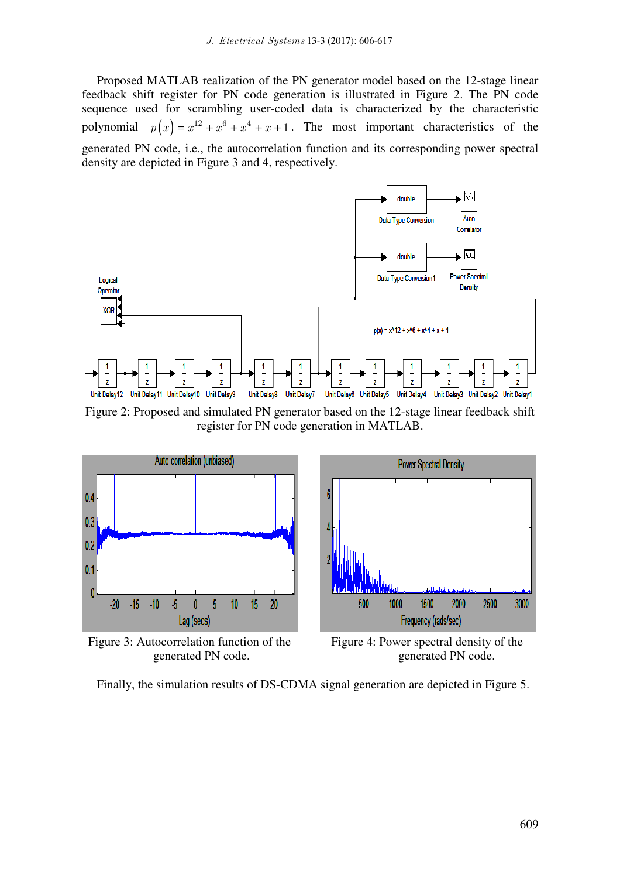Proposed MATLAB realization of the PN generator model based on the 12-stage linear feedback shift register for PN code generation is illustrated in Figure 2. The PN code sequence used for scrambling user-coded data is characterized by the characteristic polynomial $p(x) = x^{12} + x^6 + x^4 + x + 1$. The most important characteristics of the generated PN code, i.e., the autocorrelation function and its corresponding power spectral density are depicted in Figure 3 and 4, respectively.

Figure 2: Proposed and simulated PN generator based on the 12-stage linear feedback shift register for PN code generation in MATLAB.

Figure 3: Autocorrelation function of the generated PN code.

Figure 4: Power spectral density of the generated PN code.

Finally, the simulation results of DS-CDMA signal generation are depicted in Figure 5.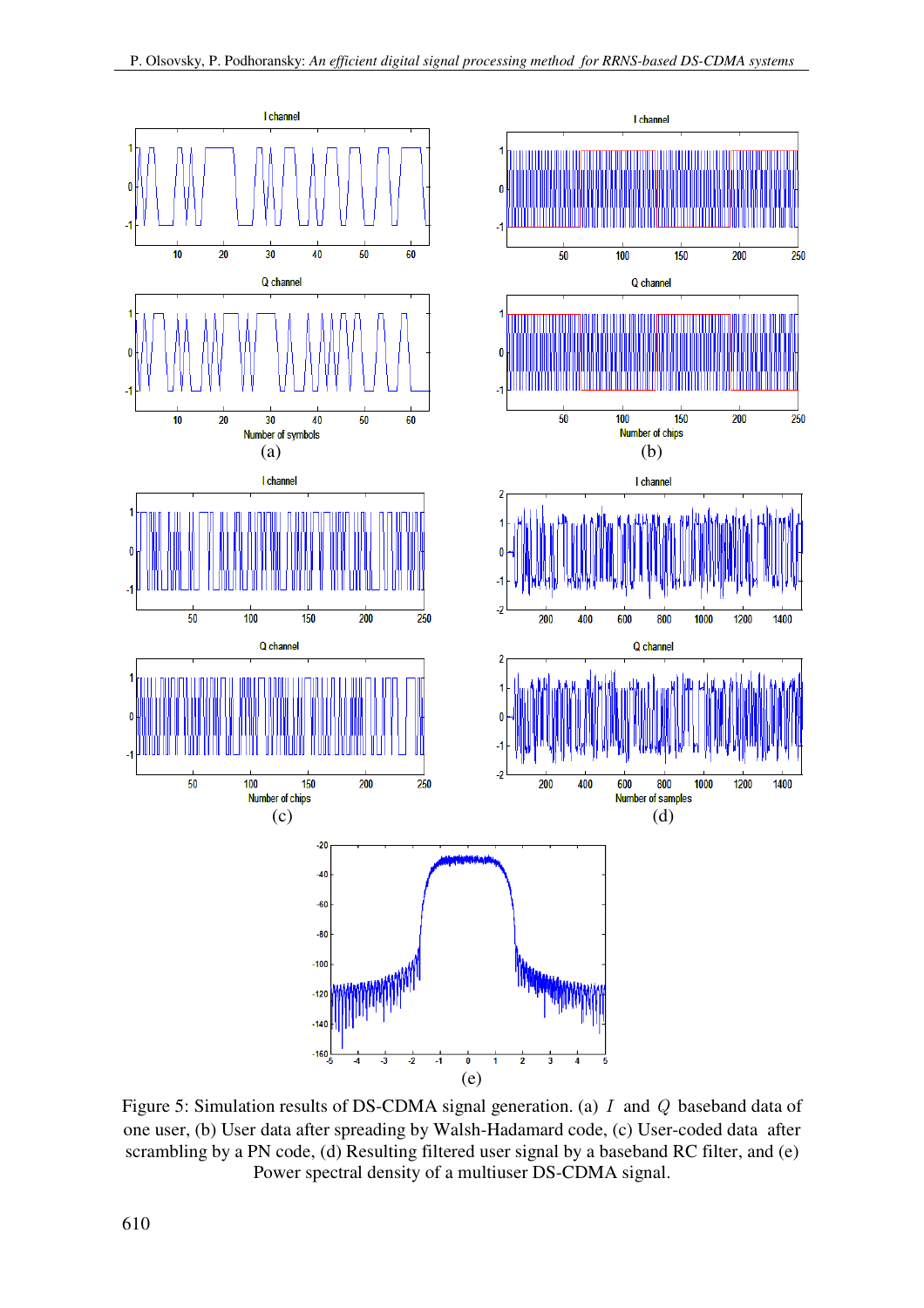Figure 5: Simulation results of DS-CDMA signal generation. (a) $I$ and $Q$ baseband data of one user, (b) User data after spreading by Walsh-Hadamard code, (c) User-coded data after scrambling by a PN code, (d) Resulting filtered user signal by a baseband RC filter, and (e) Power spectral density of a multiuser DS-CDMA signal.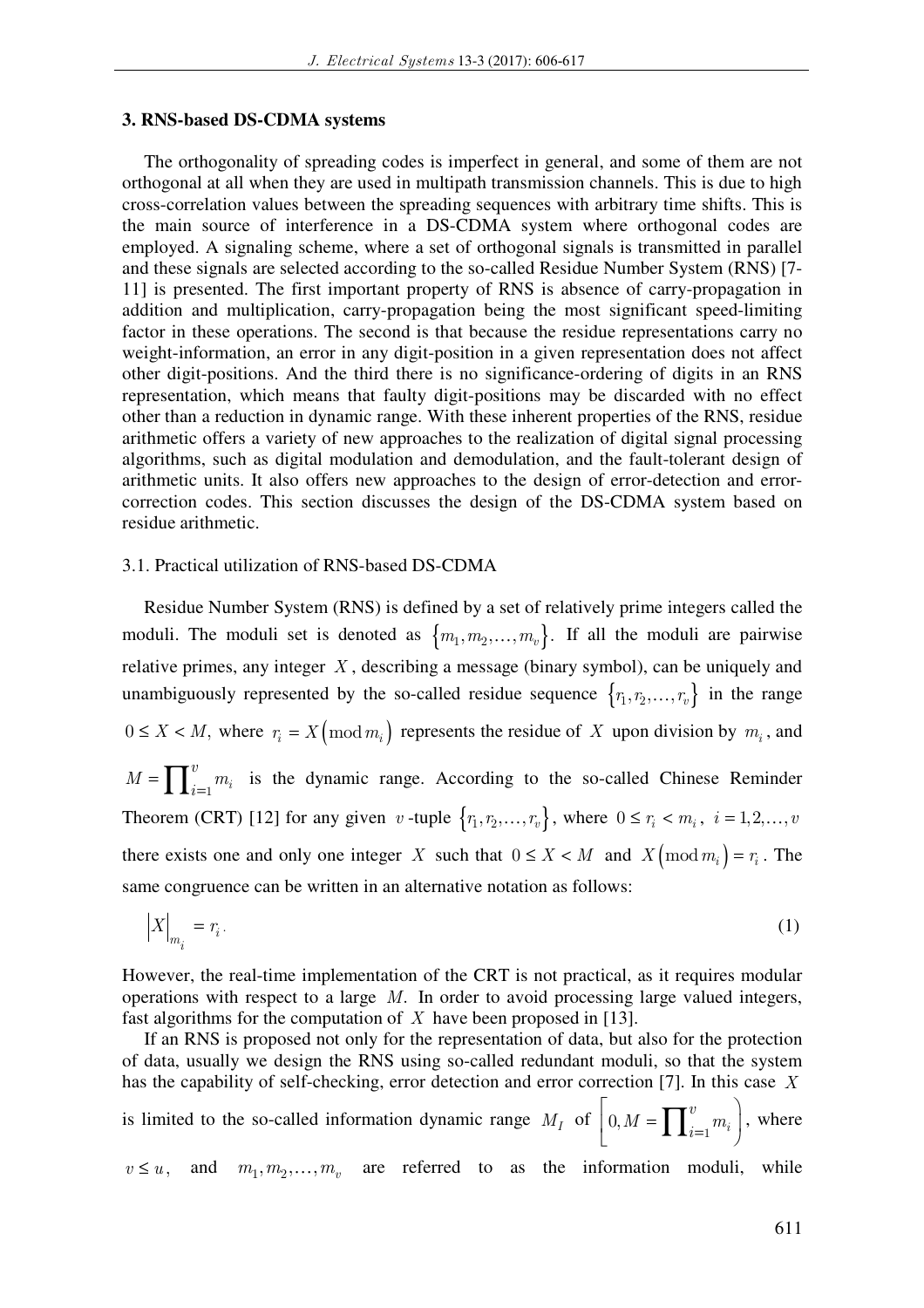## 3. RNS-based DS-CDMA systems

The orthogonality of spreading codes is imperfect in general, and some of them are not orthogonal at all when they are used in multipath transmission channels. This is due to high cross-correlation values between the spreading sequences with arbitrary time shifts. This is the main source of interference in a DS-CDMA system where orthogonal codes are employed. A signaling scheme, where a set of orthogonal signals is transmitted in parallel and these signals are selected according to the so-called Residue Number System (RNS) [7-11] is presented. The first important property of RNS is absence of carry-propagation in addition and multiplication, carry-propagation being the most significant speed-limiting factor in these operations. The second is that because the residue representations carry no weight-information, an error in any digit-position in a given representation does not affect other digit-positions. And the third there is no significance-ordering of digits in an RNS representation, which means that faulty digit-positions may be discarded with no effect other than a reduction in dynamic range. With these inherent properties of the RNS, residue arithmetic offers a variety of new approaches to the realization of digital signal processing algorithms, such as digital modulation and demodulation, and the fault-tolerant design of arithmetic units. It also offers new approaches to the design of error-detection and error-correction codes. This section discusses the design of the DS-CDMA system based on residue arithmetic.

### 3.1. Practical utilization of RNS-based DS-CDMA

Residue Number System (RNS) is defined by a set of relatively prime integers called the moduli. The moduli set is denoted as $\{m_1, m_2, \ldots, m_v\}$. If all the moduli are pairwise relative primes, any integer $X$, describing a message (binary symbol), can be uniquely and unambiguously represented by the so-called residue sequence $\{r_1, r_2, \ldots, r_v\}$ in the range $0 \le X < M$, where $r_i = X \left( \bmod m_i \right)$ represents the residue of $X$ upon division by $m_i$, and $M = \prod_{i=1}^{v} m_i$ is the dynamic range. According to the so-called Chinese Reminder Theorem (CRT) [12] for any given $v$-tuple $\{r_1, r_2, \ldots, r_v\}$, where $0 \le r_i < m_i$, $i = 1, 2, \ldots, v$ there exists one and only one integer $X$ such that $0 \le X < M$ and $X \left( \bmod m_i \right) = r_i$. The same congruence can be written in an alternative notation as follows:

$$\left| X \right|_{m_i} = r_i . \tag{1}$$

However, the real-time implementation of the CRT is not practical, as it requires modular operations with respect to a large $M$. In order to avoid processing large valued integers, fast algorithms for the computation of $X$ have been proposed in [13].

If an RNS is proposed not only for the representation of data, but also for the protection of data, usually we design the RNS using so-called redundant moduli, so that the system has the capability of self-checking, error detection and error correction [7]. In this case $X$ is limited to the so-called information dynamic range $M_I$ of $\left[ 0, M = \prod_{i=1}^{v} m_i \right)$, where $v \le u$, and $m_1, m_2, \ldots, m_v$ are referred to as the information moduli, while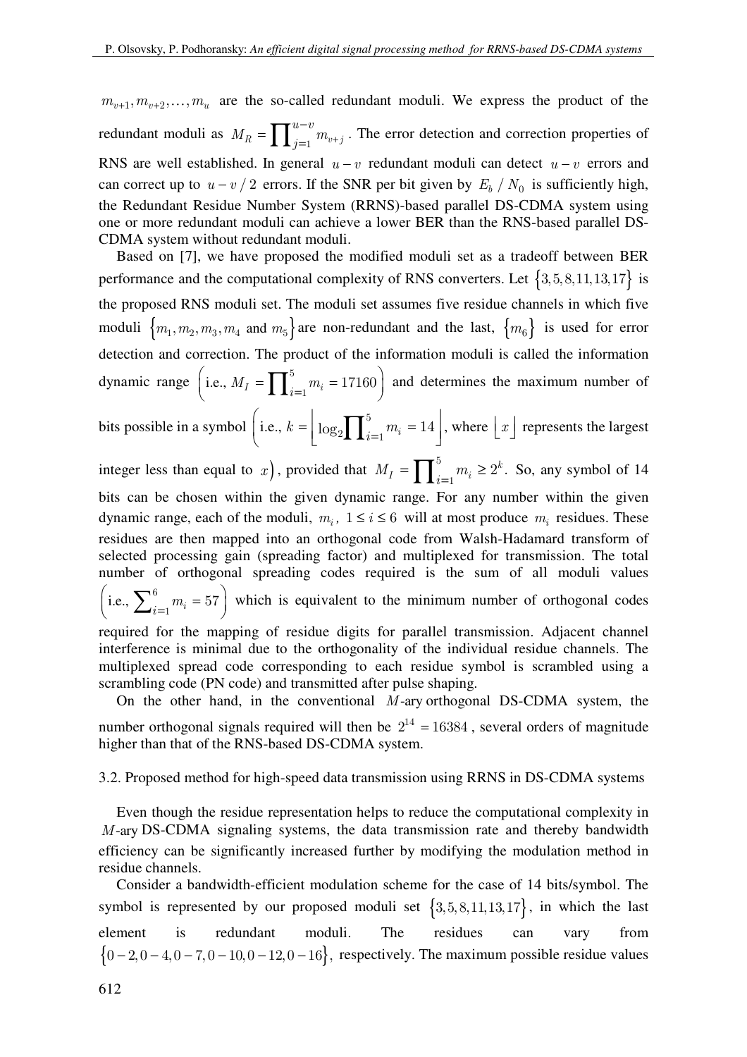$m_{v+1}, m_{v+2}, \ldots, m_u$ are the so-called redundant moduli. We express the product of the redundant moduli as $M_R = \prod_{j=1}^{u-v} m_{v+j}$. The error detection and correction properties of RNS are well established. In general $u-v$ redundant moduli can detect $u-v$ errors and can correct up to $u-v/2$ errors. If the SNR per bit given by $E_b / N_0$ is sufficiently high, the Redundant Residue Number System (RRNS)-based parallel DS-CDMA system using one or more redundant moduli can achieve a lower BER than the RNS-based parallel DS-CDMA system without redundant moduli.

Based on [7], we have proposed the modified moduli set as a tradeoff between BER performance and the computational complexity of RNS converters. Let $\{3,5,8,11,13,17\}$ is the proposed RNS moduli set. The moduli set assumes five residue channels in which five moduli $\{m_1, m_2, m_3, m_4$ and $m_5\}$ are non-redundant and the last, $\{m_6\}$ is used for error detection and correction. The product of the information moduli is called the information dynamic range $\left(\text{i.e., } M_I = \prod_{i=1}^{5} m_i = 17160\right)$ and determines the maximum number of bits possible in a symbol $\left(\text{i.e., } k = \left\lfloor \log_2 \prod_{i=1}^{5} m_i = 14 \right\rfloor\right.$, where $\lfloor x \rfloor$ represents the largest integer less than equal to $\left.x\right)$, provided that $M_I = \prod_{i=1}^{5} m_i \geq 2^k$. So, any symbol of 14 bits can be chosen within the given dynamic range. For any number within the given dynamic range, each of the moduli, $m_i$, $1 \leq i \leq 6$ will at most produce $m_i$ residues. These residues are then mapped into an orthogonal code from Walsh-Hadamard transform of selected processing gain (spreading factor) and multiplexed for transmission. The total number of orthogonal spreading codes required is the sum of all moduli values $\left(\text{i.e., } \sum_{i=1}^{6} m_i = 57\right)$ which is equivalent to the minimum number of orthogonal codes required for the mapping of residue digits for parallel transmission. Adjacent channel interference is minimal due to the orthogonality of the individual residue channels. The multiplexed spread code corresponding to each residue symbol is scrambled using a scrambling code (PN code) and transmitted after pulse shaping.

On the other hand, in the conventional $M$-ary orthogonal DS-CDMA system, the number orthogonal signals required will then be $2^{14} = 16384$, several orders of magnitude higher than that of the RNS-based DS-CDMA system.

### 3.2. Proposed method for high-speed data transmission using RRNS in DS-CDMA systems

Even though the residue representation helps to reduce the computational complexity in $M$-ary DS-CDMA signaling systems, the data transmission rate and thereby bandwidth efficiency can be significantly increased further by modifying the modulation method in residue channels.

Consider a bandwidth-efficient modulation scheme for the case of 14 bits/symbol. The symbol is represented by our proposed moduli set $\{3,5,8,11,13,17\}$, in which the last element is redundant moduli. The residues can vary from $\{0-2, 0-4, 0-7, 0-10, 0-12, 0-16\}$, respectively. The maximum possible residue values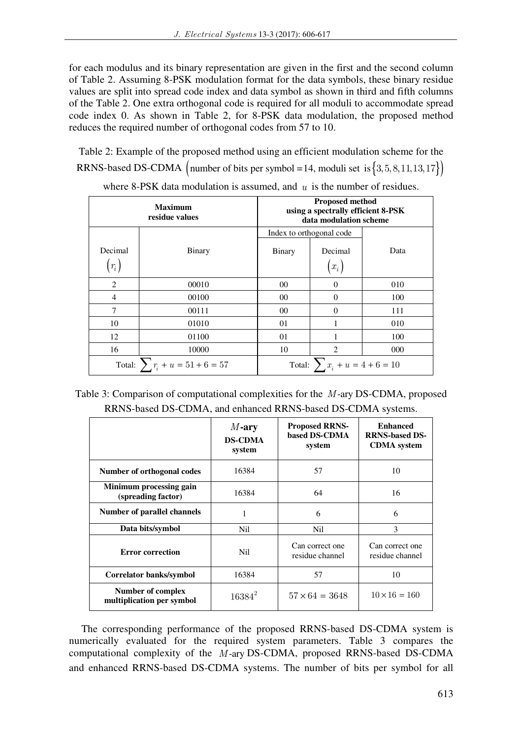for each modulus and its binary representation are given in the first and the second column of Table 2. Assuming 8-PSK modulation format for the data symbols, these binary residue values are split into spread code index and data symbol as shown in third and fifth columns of the Table 2. One extra orthogonal code is required for all moduli to accommodate spread code index 0. As shown in Table 2, for 8-PSK data modulation, the proposed method reduces the required number of orthogonal codes from 57 to 10.

Table 2: Example of the proposed method using an efficient modulation scheme for the RRNS-based DS-CDMA $\left(\text{number of bits per symbol} = 14, \text{ moduli set is } \{3, 5, 8, 11, 13, 17\}\right)$ where 8-PSK data modulation is assumed, and $u$ is the number of residues.

| **Maximum residue values** | | **Proposed method using a spectrally efficient 8-PSK data modulation scheme** | | |
|---|---|---|---|---|
| | | Index to orthogonal code | | |
| Decimal $(r_i)$ | Binary | Binary | Decimal $(x_i)$ | Data |
| 2 | 00010 | 00 | 0 | 010 |
| 4 | 00100 | 00 | 0 | 100 |
| 7 | 00111 | 00 | 0 | 111 |
| 10 | 01010 | 01 | 1 | 010 |
| 12 | 01100 | 01 | 1 | 100 |
| 16 | 10000 | 10 | 2 | 000 |
| Total: $\sum r_i + u = 51 + 6 = 57$ | | Total: $\sum x_i + u = 4 + 6 = 10$ | | |

Table 3: Comparison of computational complexities for the $M$-ary DS-CDMA, proposed RRNS-based DS-CDMA, and enhanced RRNS-based DS-CDMA systems.

| | **$M$-ary DS-CDMA system** | **Proposed RRNS-based DS-CDMA system** | **Enhanced RRNS-based DS-CDMA system** |
|---|---|---|---|
| **Number of orthogonal codes** | 16384 | 57 | 10 |
| **Minimum processing gain (spreading factor)** | 16384 | 64 | 16 |
| **Number of parallel channels** | 1 | 6 | 6 |
| **Data bits/symbol** | Nil | Nil | 3 |
| **Error correction** | Nil | Can correct one residue channel | Can correct one residue channel |
| **Correlator banks/symbol** | 16384 | 57 | 10 |
| **Number of complex multiplication per symbol** | $16384^2$ | $57 \times 64 = 3648$ | $10 \times 16 = 160$ |

The corresponding performance of the proposed RRNS-based DS-CDMA system is numerically evaluated for the required system parameters. Table 3 compares the computational complexity of the $M$-ary DS-CDMA, proposed RRNS-based DS-CDMA and enhanced RRNS-based DS-CDMA systems. The number of bits per symbol for all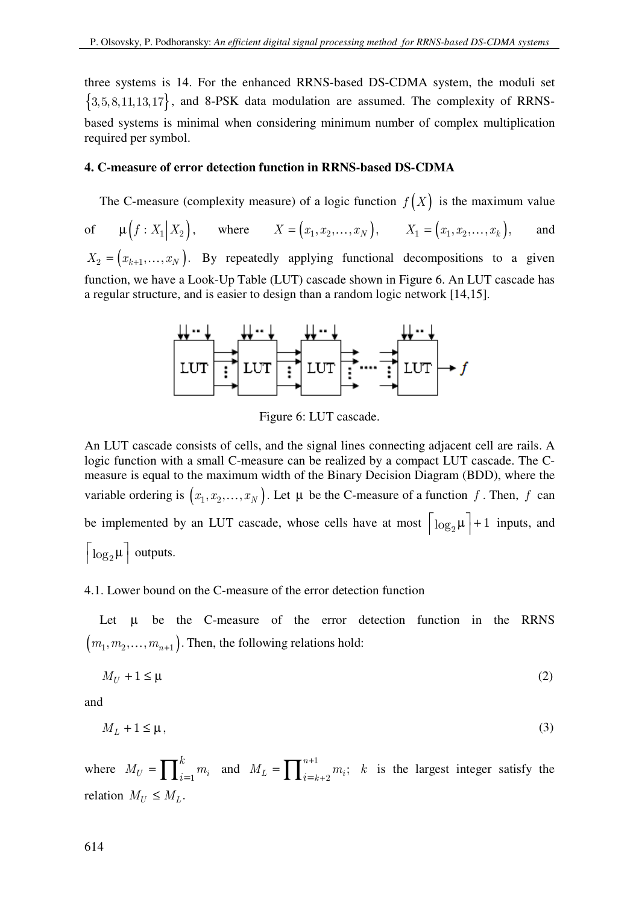three systems is 14. For the enhanced RRNS-based DS-CDMA system, the moduli set $\{3,5,8,11,13,17\}$, and 8-PSK data modulation are assumed. The complexity of RRNS-based systems is minimal when considering minimum number of complex multiplication required per symbol.

### 4. C-measure of error detection function in RRNS-based DS-CDMA

The C-measure (complexity measure) of a logic function $f(X)$ is the maximum value of $\mu(f : X_1 | X_2)$, where $X = (x_1, x_2, \ldots, x_N)$, $X_1 = (x_1, x_2, \ldots, x_k)$, and $X_2 = (x_{k+1}, \ldots, x_N)$. By repeatedly applying functional decompositions to a given function, we have a Look-Up Table (LUT) cascade shown in Figure 6. An LUT cascade has a regular structure, and is easier to design than a random logic network [14,15].

Figure 6: LUT cascade.

An LUT cascade consists of cells, and the signal lines connecting adjacent cell are rails. A logic function with a small C-measure can be realized by a compact LUT cascade. The C-measure is equal to the maximum width of the Binary Decision Diagram (BDD), where the variable ordering is $(x_1, x_2, \ldots, x_N)$. Let $\mu$ be the C-measure of a function $f$. Then, $f$ can be implemented by an LUT cascade, whose cells have at most $\lceil \log_2 \mu \rceil + 1$ inputs, and $\lceil \log_2 \mu \rceil$ outputs.

4.1. Lower bound on the C-measure of the error detection function

Let $\mu$ be the C-measure of the error detection function in the RRNS $(m_1, m_2, \ldots, m_{n+1})$. Then, the following relations hold:

$$M_U + 1 \le \mu \tag{2}$$

and

$$M_L + 1 \le \mu, \tag{3}$$

where $M_U = \prod_{i=1}^{k} m_i$ and $M_L = \prod_{i=k+2}^{n+1} m_i$; $k$ is the largest integer satisfy the relation $M_U \le M_L$.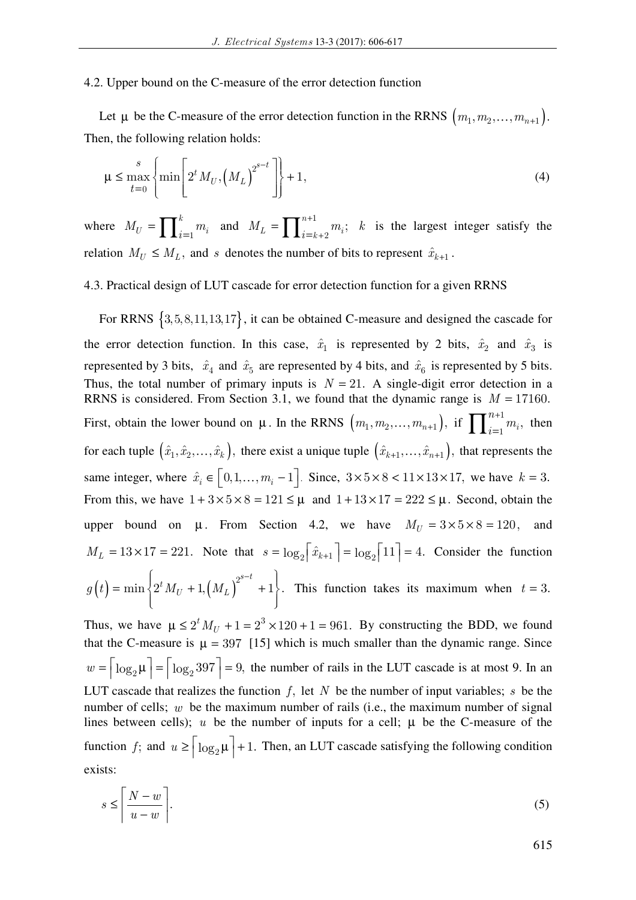4.2. Upper bound on the C-measure of the error detection function

Let $\mu$ be the C-measure of the error detection function in the RRNS $(m_1, m_2, \ldots, m_{n+1})$. Then, the following relation holds:

$$\mu \le \max_{t=0}^{s}\left\{\min\left[2^t M_U, \left(M_L\right)^{2^{s-t}}\right]\right\} + 1, \tag{4}$$

where $M_U = \prod_{i=1}^{k} m_i$ and $M_L = \prod_{i=k+2}^{n+1} m_i$; $k$ is the largest integer satisfy the relation $M_U \le M_L$, and $s$ denotes the number of bits to represent $\hat{x}_{k+1}$.

4.3. Practical design of LUT cascade for error detection function for a given RRNS

For RRNS $\{3,5,8,11,13,17\}$, it can be obtained C-measure and designed the cascade for the error detection function. In this case, $\hat{x}_1$ is represented by 2 bits, $\hat{x}_2$ and $\hat{x}_3$ is represented by 3 bits, $\hat{x}_4$ and $\hat{x}_5$ are represented by 4 bits, and $\hat{x}_6$ is represented by 5 bits. Thus, the total number of primary inputs is $N = 21$. A single-digit error detection in a RRNS is considered. From Section 3.1, we found that the dynamic range is $M = 17160$. First, obtain the lower bound on $\mu$. In the RRNS $(m_1, m_2, \ldots, m_{n+1})$, if $\prod_{i=1}^{n+1} m_i$, then for each tuple $(\hat{x}_1, \hat{x}_2, \ldots, \hat{x}_k)$, there exist a unique tuple $(\hat{x}_{k+1}, \ldots, \hat{x}_{n+1})$, that represents the same integer, where $\hat{x}_i \in [0,1,\ldots,m_i - 1]$. Since, $3\times 5\times 8 < 11\times 13\times 17$, we have $k = 3$. From this, we have $1 + 3\times 5\times 8 = 121 \le \mu$ and $1 + 13\times 17 = 222 \le \mu$. Second, obtain the upper bound on $\mu$. From Section 4.2, we have $M_U = 3\times 5\times 8 = 120$, and $M_L = 13\times 17 = 221$. Note that $s = \log_2\lceil \hat{x}_{k+1} \rceil = \log_2 \lceil 11 \rceil = 4$. Consider the function $g(t) = \min\left\{2^t M_U + 1, \left(M_L\right)^{2^{s-t}} + 1\right\}$. This function takes its maximum when $t = 3$. Thus, we have $\mu \le 2^t M_U + 1 = 2^3 \times 120 + 1 = 961$. By constructing the BDD, we found that the C-measure is $\mu = 397$ [15] which is much smaller than the dynamic range. Since $w = \lceil \log_2 \mu \rceil = \lceil \log_2 397 \rceil = 9$, the number of rails in the LUT cascade is at most 9. In an LUT cascade that realizes the function $f$, let $N$ be the number of input variables; $s$ be the number of cells; $w$ be the maximum number of rails (i.e., the maximum number of signal lines between cells); $u$ be the number of inputs for a cell; $\mu$ be the C-measure of the function $f$; and $u \ge \lceil \log_2 \mu \rceil + 1$. Then, an LUT cascade satisfying the following condition exists:

$$s \le \left\lceil \frac{N - w}{u - w} \right\rceil. \tag{5}$$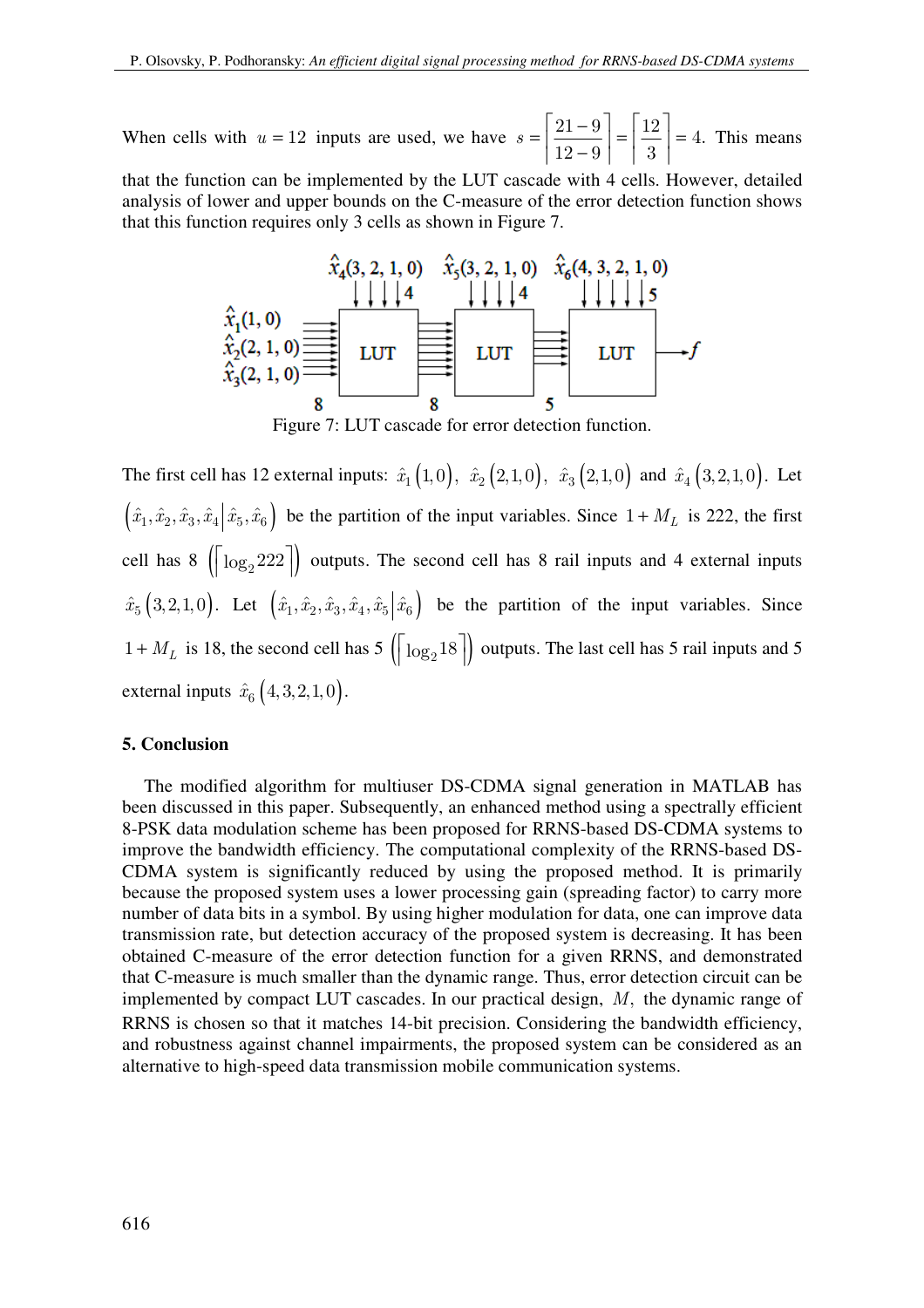When cells with $u = 12$ inputs are used, we have $s = \left\lceil \frac{21-9}{12-9} \right\rceil = \left\lceil \frac{12}{3} \right\rceil = 4$. This means that the function can be implemented by the LUT cascade with 4 cells. However, detailed analysis of lower and upper bounds on the C-measure of the error detection function shows that this function requires only 3 cells as shown in Figure 7.

Figure 7: LUT cascade for error detection function.

The first cell has 12 external inputs: $\hat{x}_1(1,0)$, $\hat{x}_2(2,1,0)$, $\hat{x}_3(2,1,0)$ and $\hat{x}_4(3,2,1,0)$. Let $(\hat{x}_1, \hat{x}_2, \hat{x}_3, \hat{x}_4 | \hat{x}_5, \hat{x}_6)$ be the partition of the input variables. Since $1 + M_L$ is 222, the first cell has 8 $(\lceil \log_2 222 \rceil)$ outputs. The second cell has 8 rail inputs and 4 external inputs $\hat{x}_5(3,2,1,0)$. Let $(\hat{x}_1, \hat{x}_2, \hat{x}_3, \hat{x}_4, \hat{x}_5 | \hat{x}_6)$ be the partition of the input variables. Since $1 + M_L$ is 18, the second cell has 5 $(\lceil \log_2 18 \rceil)$ outputs. The last cell has 5 rail inputs and 5 external inputs $\hat{x}_6(4,3,2,1,0)$.

## 5. Conclusion

The modified algorithm for multiuser DS-CDMA signal generation in MATLAB has been discussed in this paper. Subsequently, an enhanced method using a spectrally efficient 8-PSK data modulation scheme has been proposed for RRNS-based DS-CDMA systems to improve the bandwidth efficiency. The computational complexity of the RRNS-based DS-CDMA system is significantly reduced by using the proposed method. It is primarily because the proposed system uses a lower processing gain (spreading factor) to carry more number of data bits in a symbol. By using higher modulation for data, one can improve data transmission rate, but detection accuracy of the proposed system is decreasing. It has been obtained C-measure of the error detection function for a given RRNS, and demonstrated that C-measure is much smaller than the dynamic range. Thus, error detection circuit can be implemented by compact LUT cascades. In our practical design, $M$, the dynamic range of RRNS is chosen so that it matches 14-bit precision. Considering the bandwidth efficiency, and robustness against channel impairments, the proposed system can be considered as an alternative to high-speed data transmission mobile communication systems.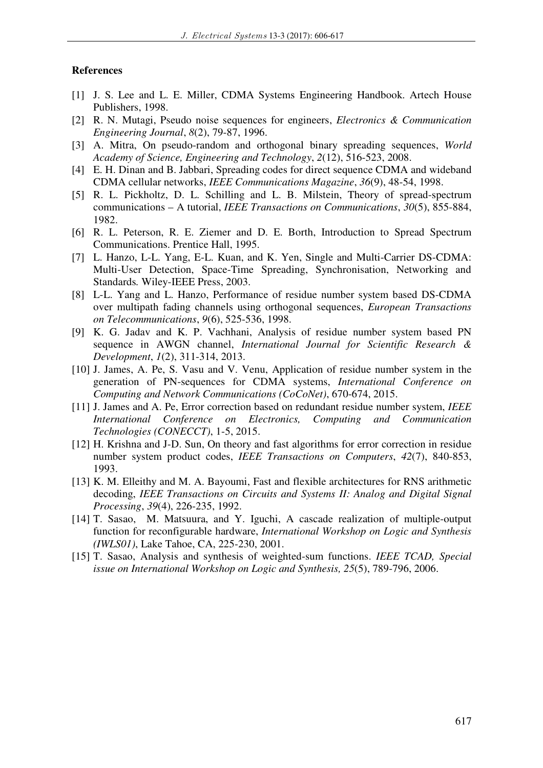## References

[1] J. S. Lee and L. E. Miller, CDMA Systems Engineering Handbook. Artech House Publishers, 1998.

[2] R. N. Mutagi, Pseudo noise sequences for engineers, *Electronics & Communication Engineering Journal*, *8*(2), 79-87, 1996.

[3] A. Mitra, On pseudo-random and orthogonal binary spreading sequences, *World Academy of Science, Engineering and Technology*, *2*(12), 516-523, 2008.

[4] E. H. Dinan and B. Jabbari, Spreading codes for direct sequence CDMA and wideband CDMA cellular networks, *IEEE Communications Magazine*, *36*(9), 48-54, 1998.

[5] R. L. Pickholtz, D. L. Schilling and L. B. Milstein, Theory of spread-spectrum communications – A tutorial, *IEEE Transactions on Communications*, *30*(5), 855-884, 1982.

[6] R. L. Peterson, R. E. Ziemer and D. E. Borth, Introduction to Spread Spectrum Communications. Prentice Hall, 1995.

[7] L. Hanzo, L-L. Yang, E-L. Kuan, and K. Yen, Single and Multi-Carrier DS-CDMA: Multi-User Detection, Space-Time Spreading, Synchronisation, Networking and Standards*.* Wiley-IEEE Press, 2003.

[8] L-L. Yang and L. Hanzo, Performance of residue number system based DS-CDMA over multipath fading channels using orthogonal sequences, *European Transactions on Telecommunications*, *9*(6), 525-536, 1998.

[9] K. G. Jadav and K. P. Vachhani, Analysis of residue number system based PN sequence in AWGN channel, *International Journal for Scientific Research & Development*, *1*(2), 311-314, 2013.

[10] J. James, A. Pe, S. Vasu and V. Venu, Application of residue number system in the generation of PN-sequences for CDMA systems, *International Conference on Computing and Network Communications (CoCoNet)*, 670-674, 2015.

[11] J. James and A. Pe, Error correction based on redundant residue number system, *IEEE International Conference on Electronics, Computing and Communication Technologies (CONECCT)*, 1-5, 2015.

[12] H. Krishna and J-D. Sun, On theory and fast algorithms for error correction in residue number system product codes, *IEEE Transactions on Computers*, *42*(7), 840-853, 1993.

[13] K. M. Elleithy and M. A. Bayoumi, Fast and flexible architectures for RNS arithmetic decoding, *IEEE Transactions on Circuits and Systems II: Analog and Digital Signal Processing*, *39*(4), 226-235, 1992.

[14] T. Sasao, M. Matsuura, and Y. Iguchi, A cascade realization of multiple-output function for reconfigurable hardware, *International Workshop on Logic and Synthesis (IWLS01)*, Lake Tahoe, CA, 225-230, 2001.

[15] T. Sasao, Analysis and synthesis of weighted-sum functions. *IEEE TCAD, Special issue on International Workshop on Logic and Synthesis, 25*(5), 789-796, 2006.